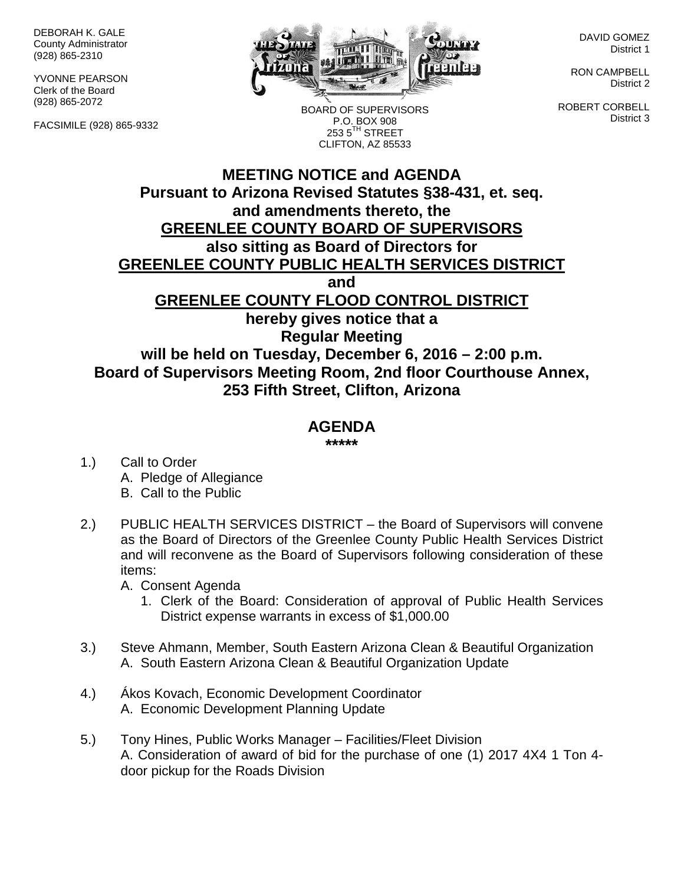DEBORAH K. GALE
County Administrator
(928) 865-2310

YVONNE PEARSON
Clerk of the Board
(928) 865-2072

FACSIMILE (928) 865-9332

BOARD OF SUPERVISORS
P.O. BOX 908
253 5TH STREET
CLIFTON, AZ 85533

DAVID GOMEZ
District 1

RON CAMPBELL
District 2

ROBERT CORBELL
District 3

# MEETING NOTICE and AGENDA

**Pursuant to Arizona Revised Statutes §38-431, et. seq.**
**and amendments thereto, the**
**GREENLEE COUNTY BOARD OF SUPERVISORS**
**also sitting as Board of Directors for**
**GREENLEE COUNTY PUBLIC HEALTH SERVICES DISTRICT**
**and**
**GREENLEE COUNTY FLOOD CONTROL DISTRICT**
**hereby gives notice that a**
**Regular Meeting**
**will be held on Tuesday, December 6, 2016 – 2:00 p.m.**
**Board of Supervisors Meeting Room, 2nd floor Courthouse Annex,**
**253 Fifth Street, Clifton, Arizona**

## AGENDA

*****

1.) Call to Order
   A. Pledge of Allegiance
   B. Call to the Public

2.) PUBLIC HEALTH SERVICES DISTRICT – the Board of Supervisors will convene as the Board of Directors of the Greenlee County Public Health Services District and will reconvene as the Board of Supervisors following consideration of these items:
   A. Consent Agenda
      1. Clerk of the Board: Consideration of approval of Public Health Services District expense warrants in excess of $1,000.00

3.) Steve Ahmann, Member, South Eastern Arizona Clean & Beautiful Organization
   A. South Eastern Arizona Clean & Beautiful Organization Update

4.) Ákos Kovach, Economic Development Coordinator
   A. Economic Development Planning Update

5.) Tony Hines, Public Works Manager – Facilities/Fleet Division
   A. Consideration of award of bid for the purchase of one (1) 2017 4X4 1 Ton 4-door pickup for the Roads Division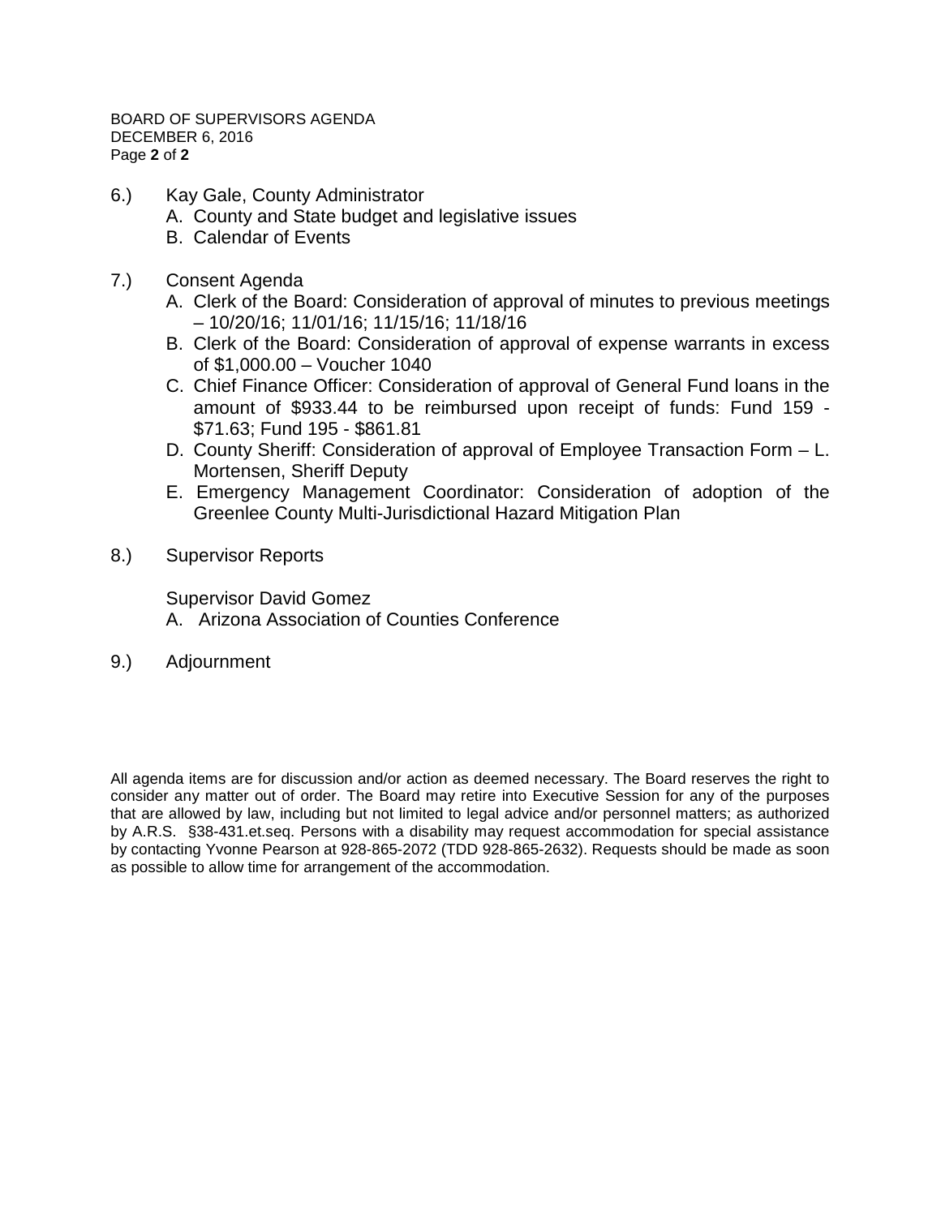6.) Kay Gale, County Administrator

- A. County and State budget and legislative issues
- B. Calendar of Events

7.) Consent Agenda

- A. Clerk of the Board: Consideration of approval of minutes to previous meetings – 10/20/16; 11/01/16; 11/15/16; 11/18/16
- B. Clerk of the Board: Consideration of approval of expense warrants in excess of $1,000.00 – Voucher 1040
- C. Chief Finance Officer: Consideration of approval of General Fund loans in the amount of $933.44 to be reimbursed upon receipt of funds: Fund 159 - $71.63; Fund 195 - $861.81
- D. County Sheriff: Consideration of approval of Employee Transaction Form – L. Mortensen, Sheriff Deputy
- E. Emergency Management Coordinator: Consideration of adoption of the Greenlee County Multi-Jurisdictional Hazard Mitigation Plan

8.) Supervisor Reports

Supervisor David Gomez

- A. Arizona Association of Counties Conference

9.) Adjournment

All agenda items are for discussion and/or action as deemed necessary. The Board reserves the right to consider any matter out of order. The Board may retire into Executive Session for any of the purposes that are allowed by law, including but not limited to legal advice and/or personnel matters; as authorized by A.R.S. §38-431.et.seq. Persons with a disability may request accommodation for special assistance by contacting Yvonne Pearson at 928-865-2072 (TDD 928-865-2632). Requests should be made as soon as possible to allow time for arrangement of the accommodation.